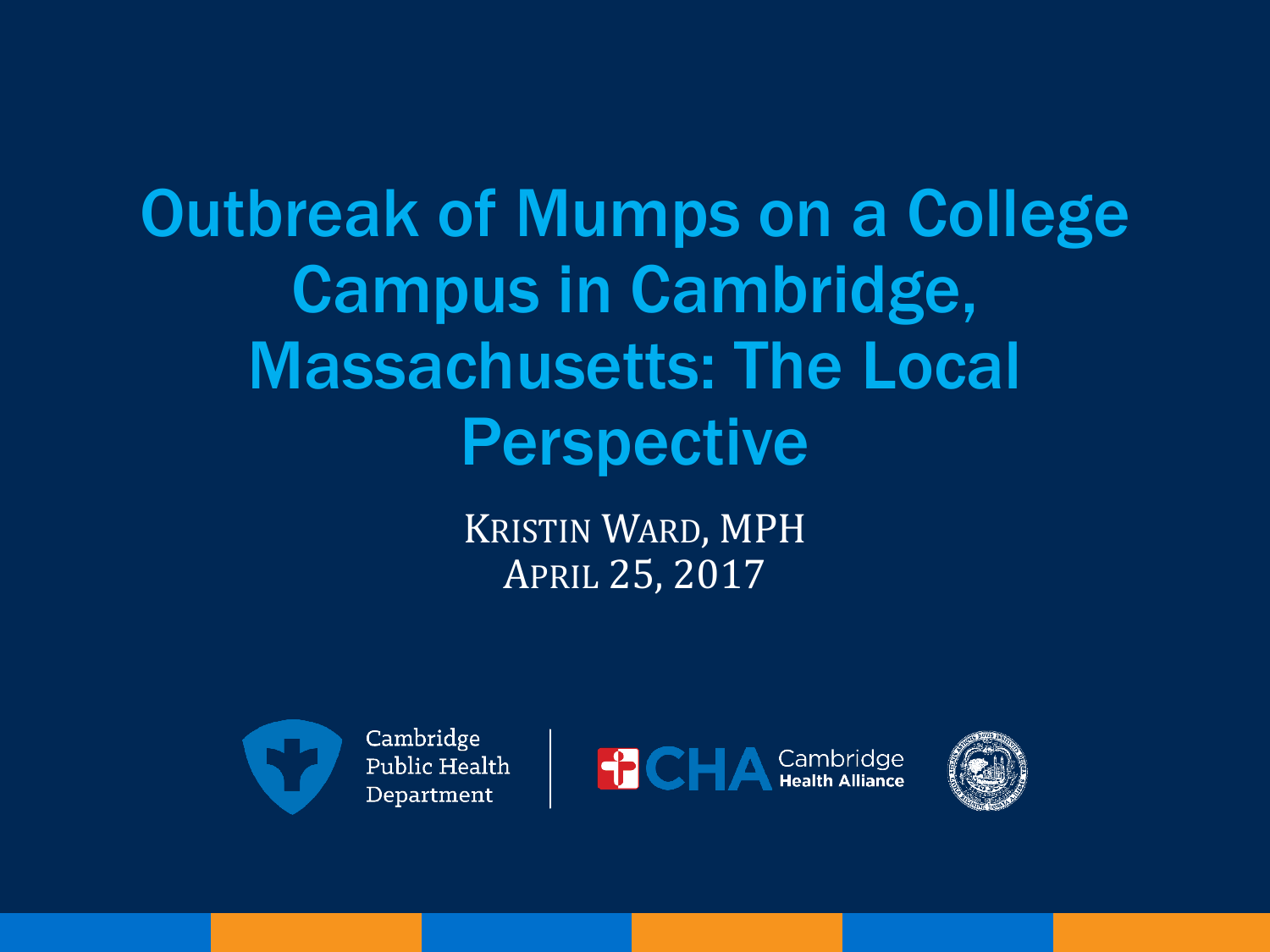# Outbreak of Mumps on a College Campus in Cambridge, Massachusetts: The Local Perspective

KRISTIN WARD, MPH

APRIL 25, 2017

Cambridge Public Health Department

CHA Cambridge Health Alliance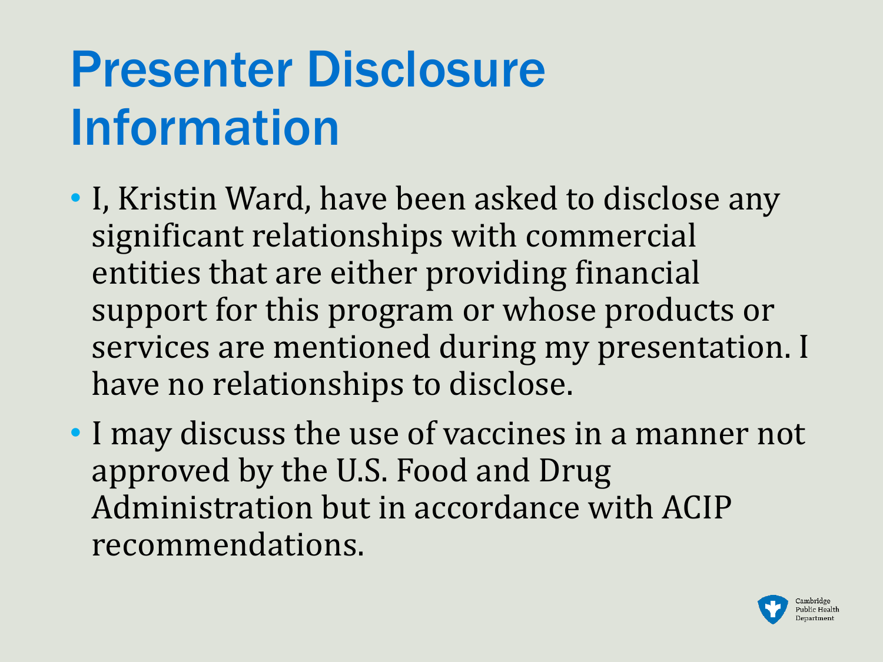# Presenter Disclosure Information

- I, Kristin Ward, have been asked to disclose any significant relationships with commercial entities that are either providing financial support for this program or whose products or services are mentioned during my presentation. I have no relationships to disclose.
- I may discuss the use of vaccines in a manner not approved by the U.S. Food and Drug Administration but in accordance with ACIP recommendations.

Cambridge Public Health Department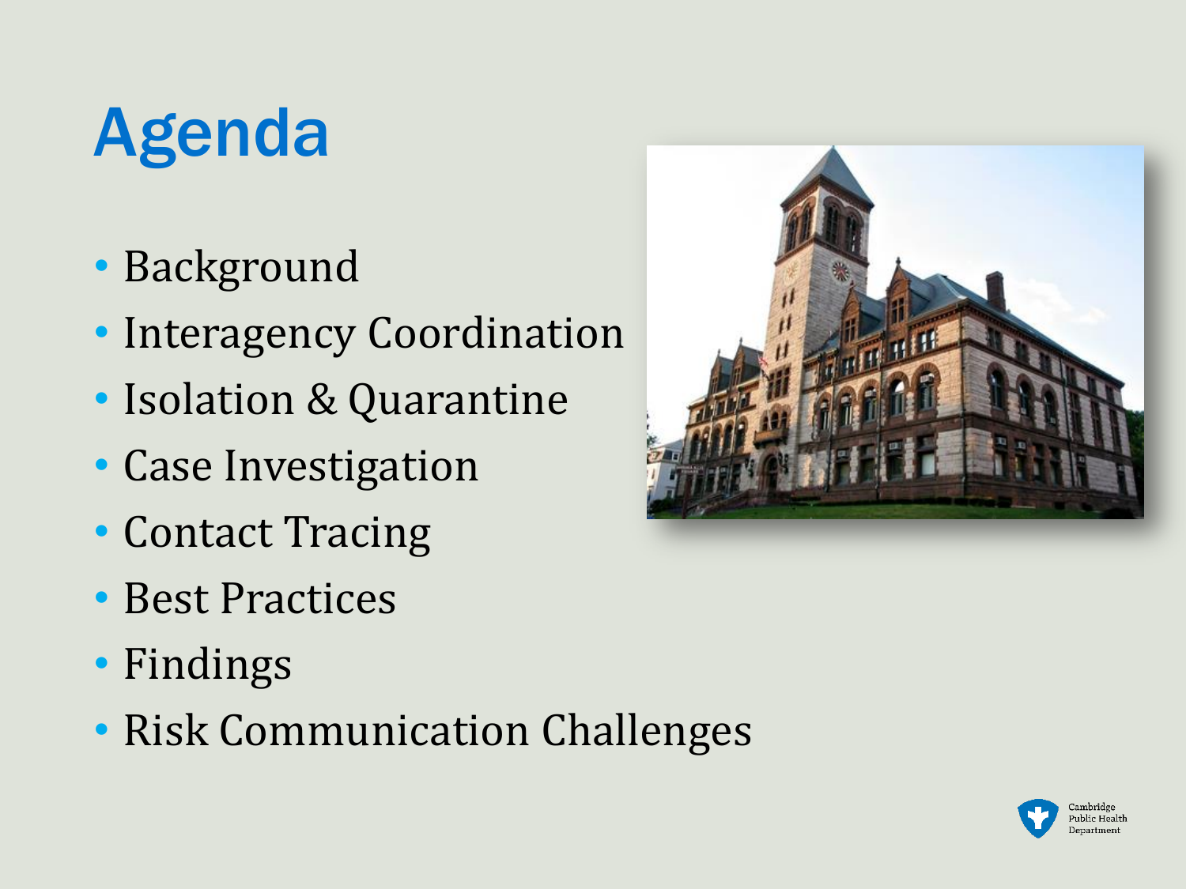# Agenda

- Background
- Interagency Coordination
- Isolation & Quarantine
- Case Investigation
- Contact Tracing
- Best Practices
- Findings
- Risk Communication Challenges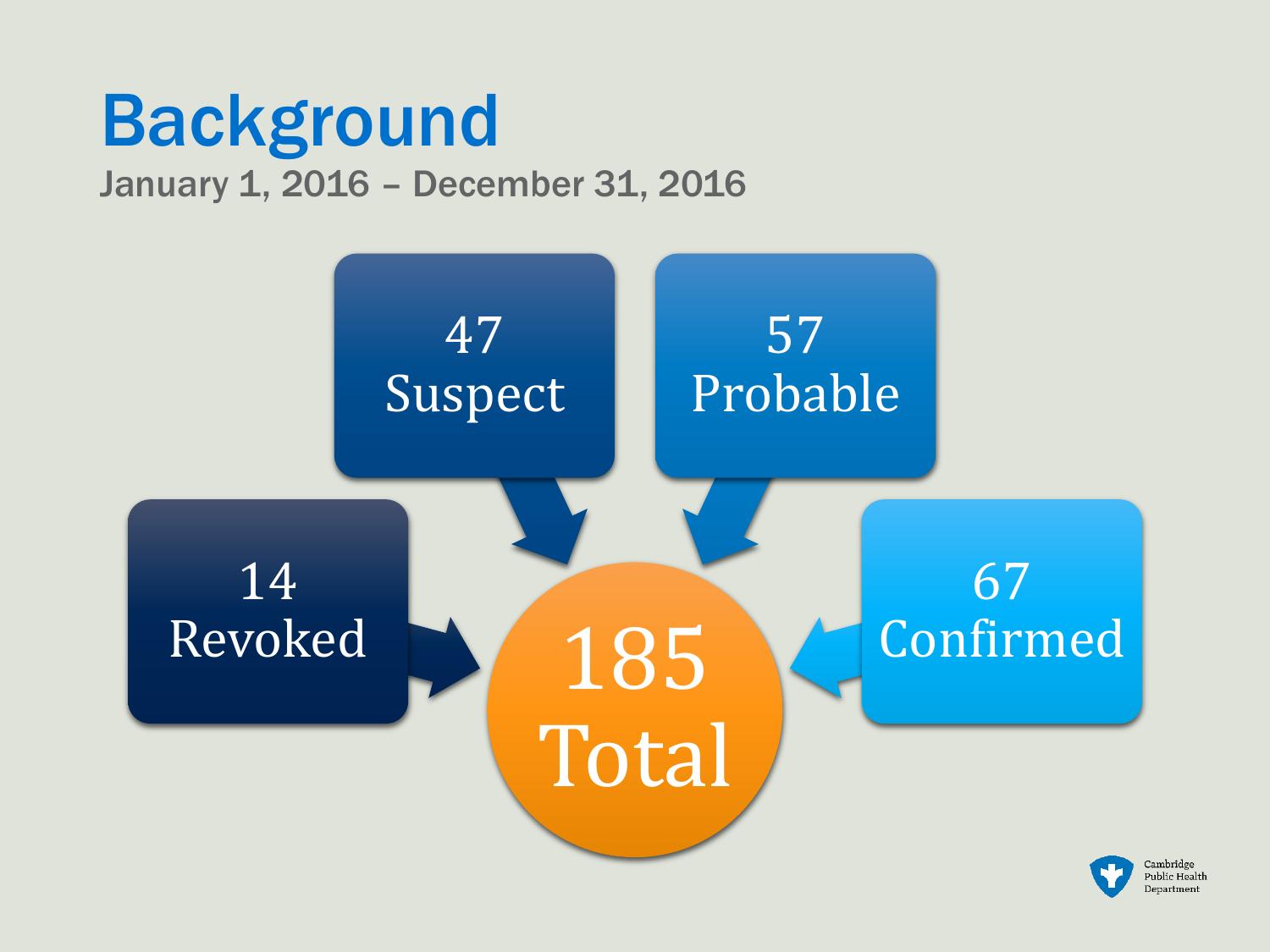# Background

January 1, 2016 – December 31, 2016

- 47 Suspect
- 57 Probable
- 14 Revoked
- 67 Confirmed

**185 Total**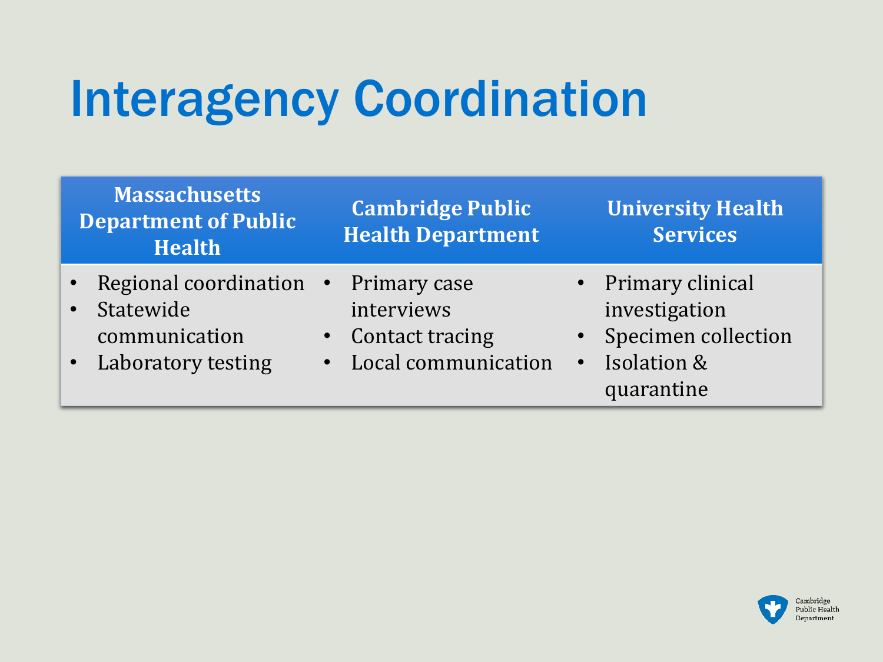# Interagency Coordination

| Massachusetts Department of Public Health | Cambridge Public Health Department | University Health Services |
| --- | --- | --- |
| • Regional coordination<br>• Statewide communication<br>• Laboratory testing | • Primary case interviews<br>• Contact tracing<br>• Local communication | • Primary clinical investigation<br>• Specimen collection<br>• Isolation & quarantine |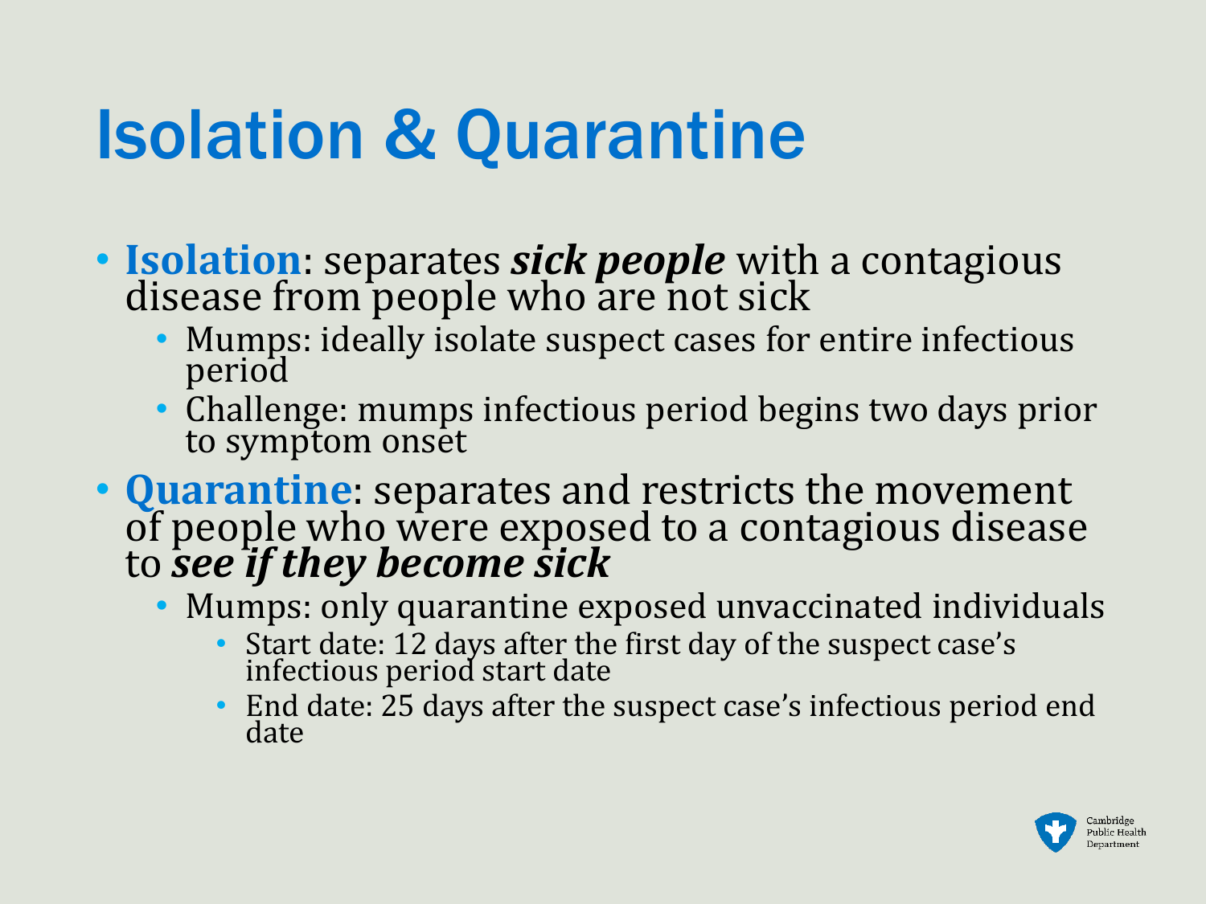# Isolation & Quarantine

- **Isolation**: separates ***sick people*** with a contagious disease from people who are not sick
  - Mumps: ideally isolate suspect cases for entire infectious period
  - Challenge: mumps infectious period begins two days prior to symptom onset
- **Quarantine**: separates and restricts the movement of people who were exposed to a contagious disease to ***see if they become sick***
  - Mumps: only quarantine exposed unvaccinated individuals
    - Start date: 12 days after the first day of the suspect case's infectious period start date
    - End date: 25 days after the suspect case's infectious period end date

Cambridge Public Health Department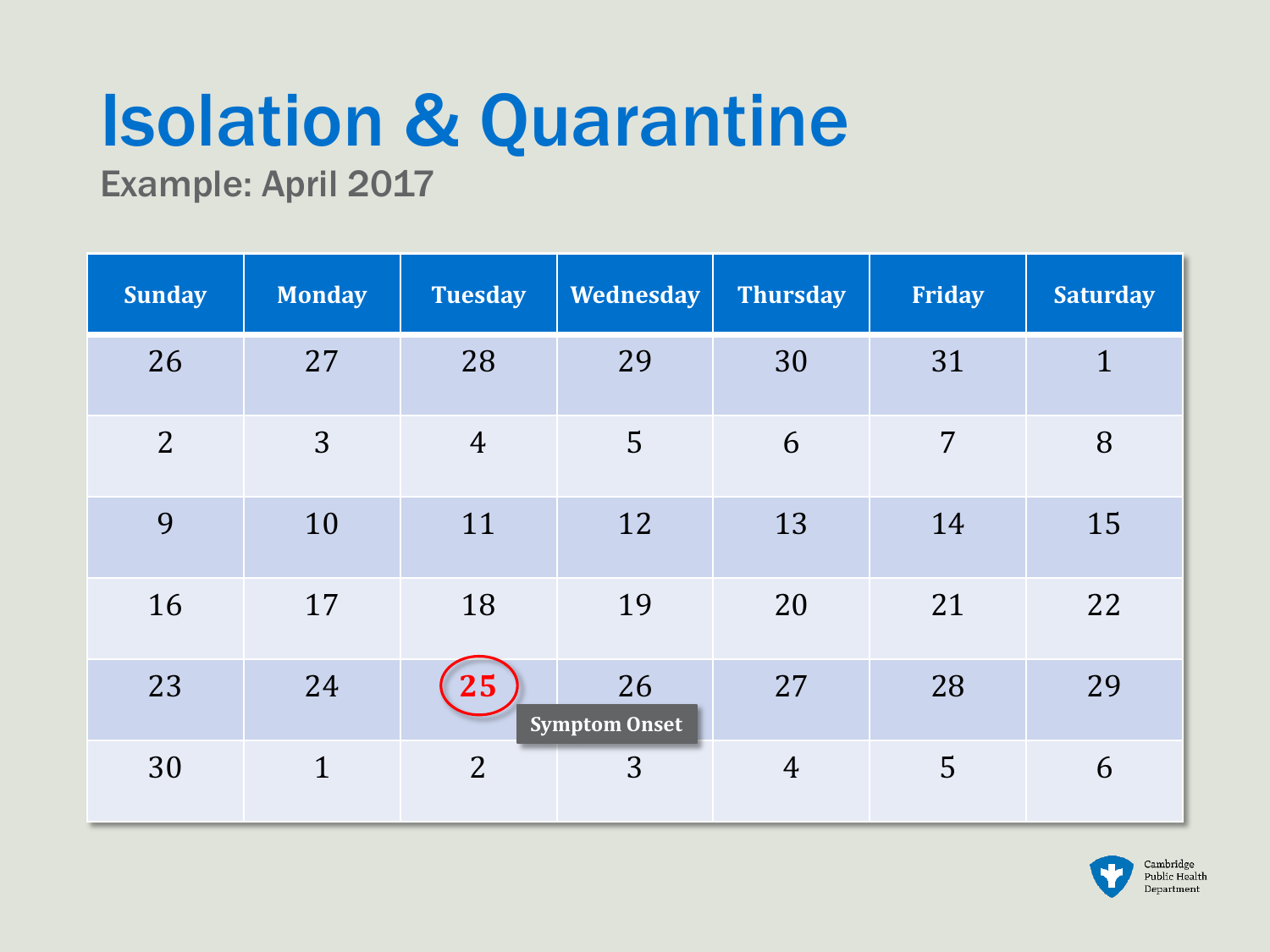# Isolation & Quarantine

Example: April 2017

| Sunday | Monday | Tuesday | Wednesday | Thursday | Friday | Saturday |
|---|---|---|---|---|---|---|
| 26 | 27 | 28 | 29 | 30 | 31 | 1 |
| 2 | 3 | 4 | 5 | 6 | 7 | 8 |
| 9 | 10 | 11 | 12 | 13 | 14 | 15 |
| 16 | 17 | 18 | 19 | 20 | 21 | 22 |
| 23 | 24 | **25** Symptom Onset | 26 | 27 | 28 | 29 |
| 30 | 1 | 2 | 3 | 4 | 5 | 6 |

Cambridge Public Health Department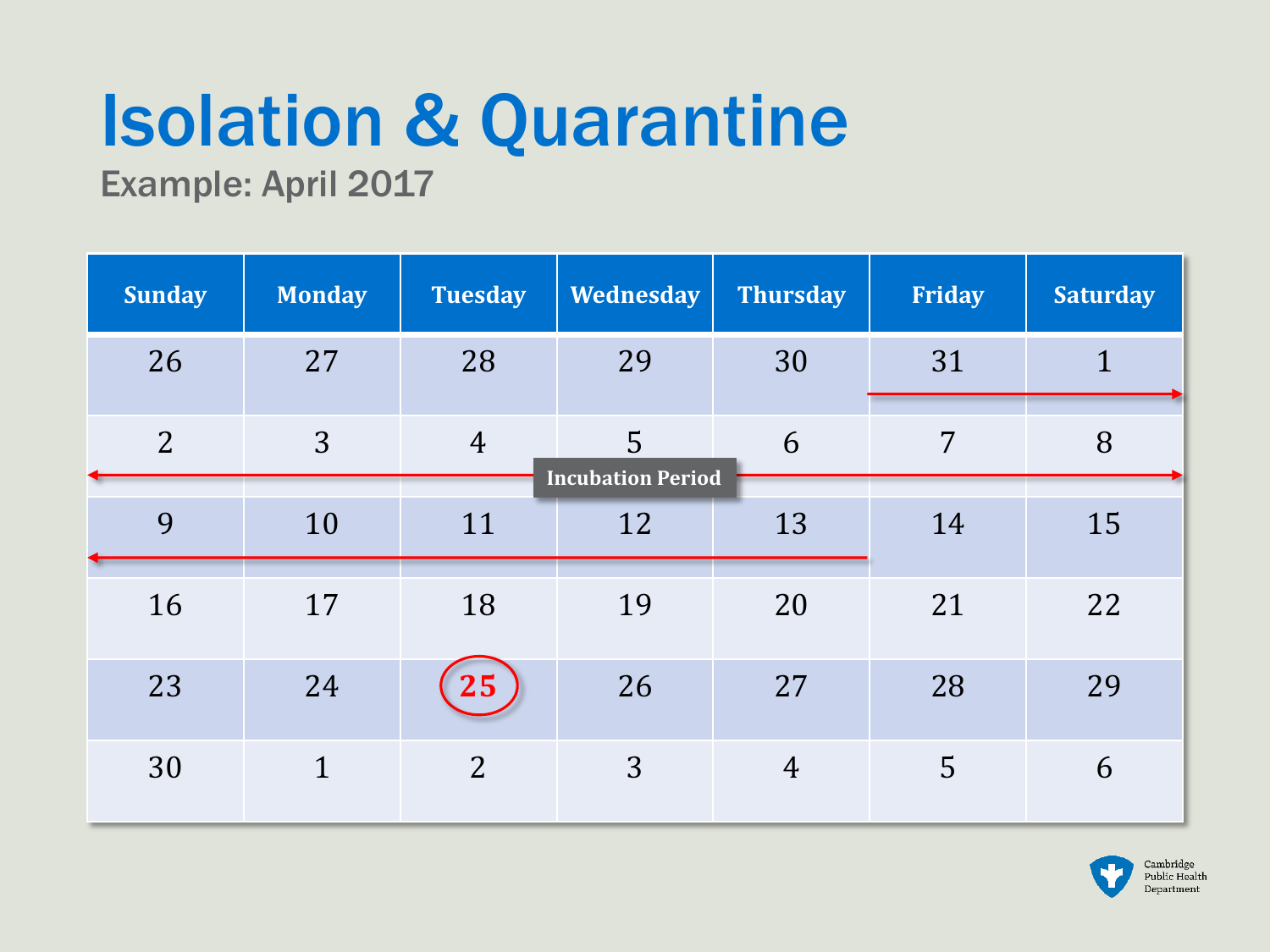# Isolation & Quarantine

## Example: April 2017

| Sunday | Monday | Tuesday | Wednesday | Thursday | Friday | Saturday |
|---|---|---|---|---|---|---|
| 26 | 27 | 28 | 29 | 30 | 31 | 1 |
| 2 | 3 | 4 | 5 | 6 | 7 | 8 |
| 9 | 10 | 11 | 12 | 13 | 14 | 15 |
| 16 | 17 | 18 | 19 | 20 | 21 | 22 |
| 23 | 24 | **25** | 26 | 27 | 28 | 29 |
| 30 | 1 | 2 | 3 | 4 | 5 | 6 |

Incubation Period

Cambridge Public Health Department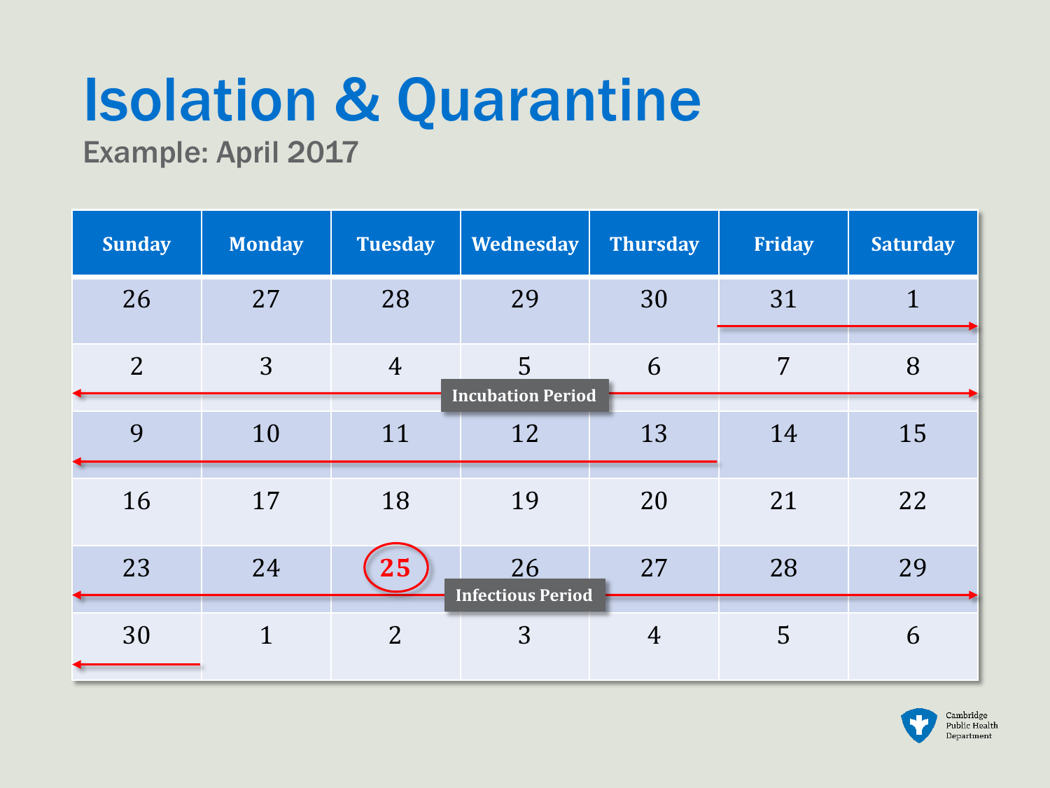# Isolation & Quarantine

Example: April 2017

| Sunday | Monday | Tuesday | Wednesday | Thursday | Friday | Saturday |
|---|---|---|---|---|---|---|
| 26 | 27 | 28 | 29 | 30 | 31 | 1 |
| 2 | 3 | 4 | 5 | 6 | 7 | 8 |
| 9 | 10 | 11 | 12 | 13 | 14 | 15 |
| 16 | 17 | 18 | 19 | 20 | 21 | 22 |
| 23 | 24 | **25** | 26 | 27 | 28 | 29 |
| 30 | 1 | 2 | 3 | 4 | 5 | 6 |

Incubation Period: March 31 – April 13

Infectious Period: April 23 – April 30

Cambridge Public Health Department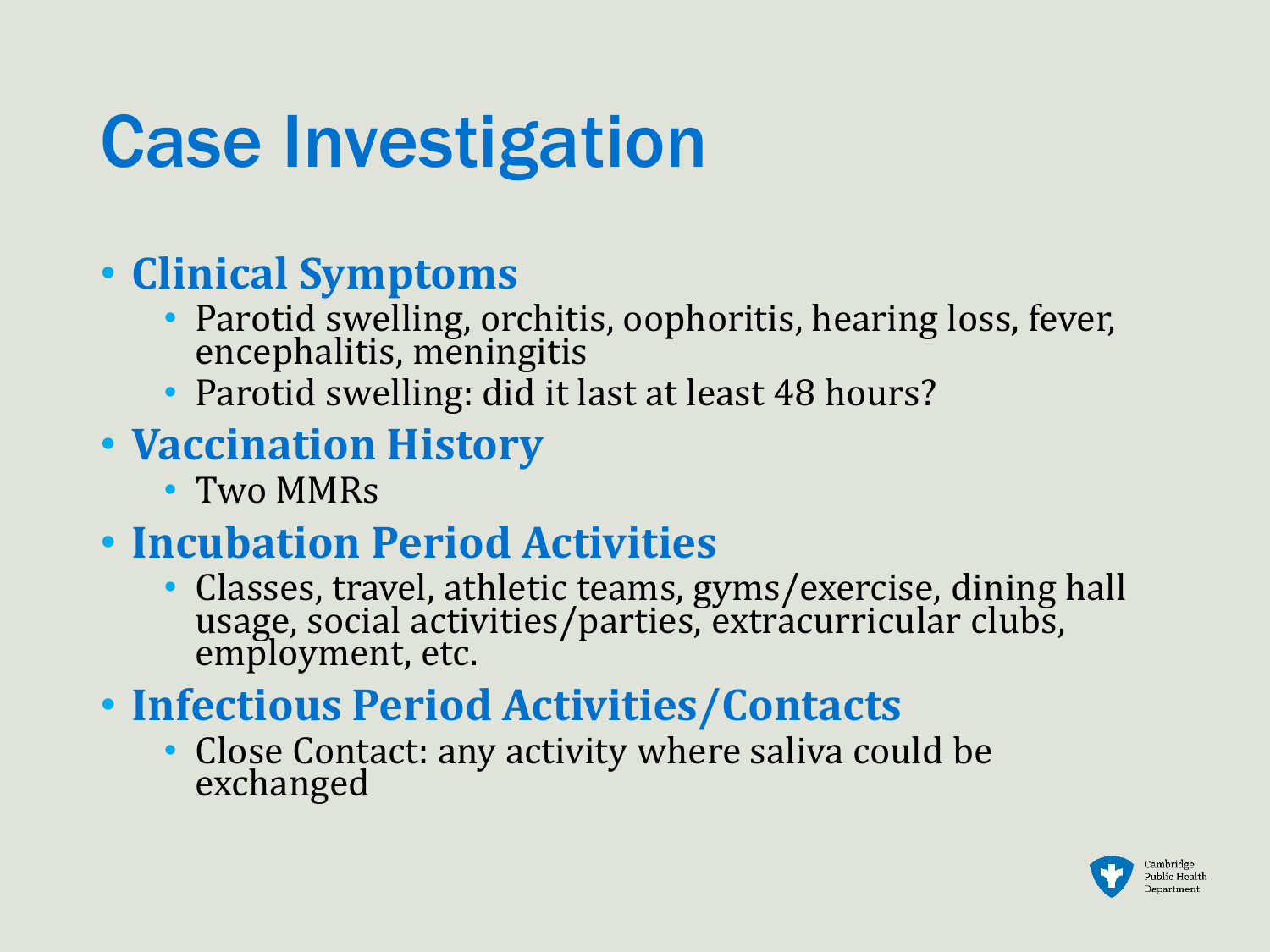# Case Investigation

- **Clinical Symptoms**
  - Parotid swelling, orchitis, oophoritis, hearing loss, fever, encephalitis, meningitis
  - Parotid swelling: did it last at least 48 hours?
- **Vaccination History**
  - Two MMRs
- **Incubation Period Activities**
  - Classes, travel, athletic teams, gyms/exercise, dining hall usage, social activities/parties, extracurricular clubs, employment, etc.
- **Infectious Period Activities/Contacts**
  - Close Contact: any activity where saliva could be exchanged

Cambridge Public Health Department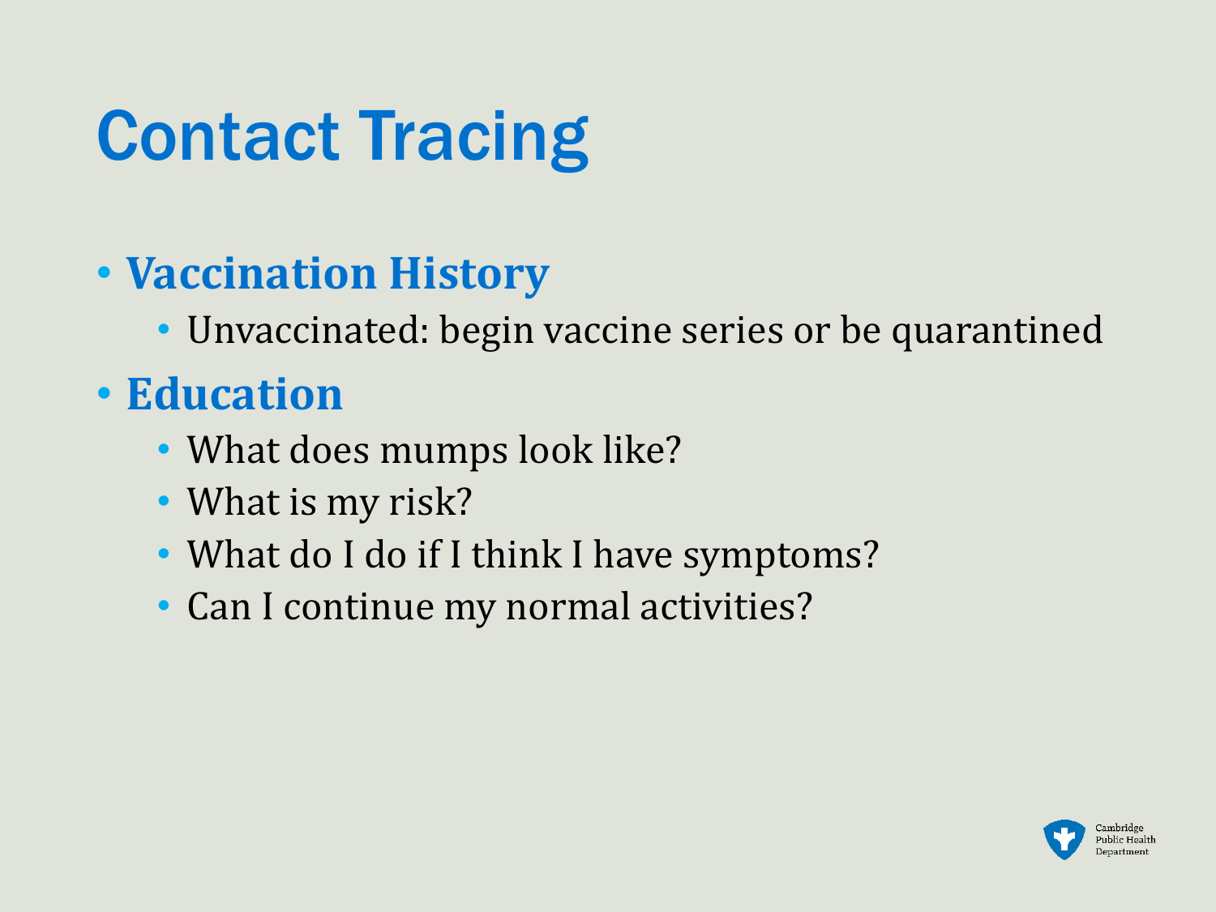# Contact Tracing

- **Vaccination History**
  - Unvaccinated: begin vaccine series or be quarantined
- **Education**
  - What does mumps look like?
  - What is my risk?
  - What do I do if I think I have symptoms?
  - Can I continue my normal activities?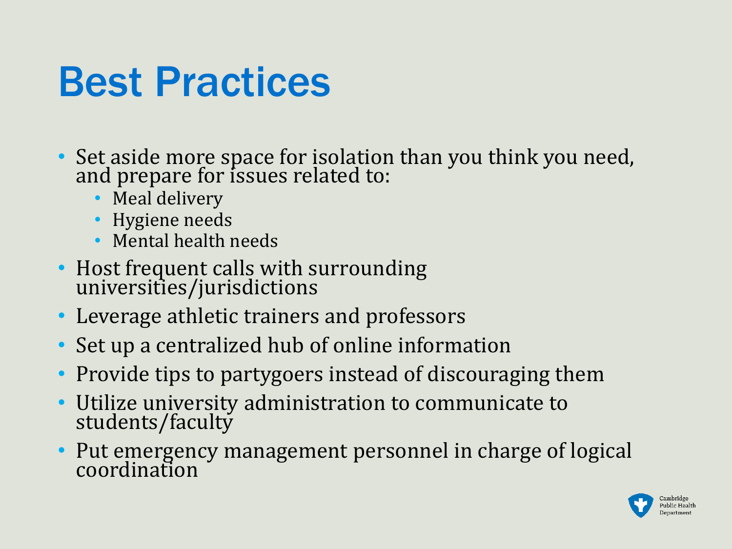# Best Practices

- Set aside more space for isolation than you think you need, and prepare for issues related to:
  - Meal delivery
  - Hygiene needs
  - Mental health needs
- Host frequent calls with surrounding universities/jurisdictions
- Leverage athletic trainers and professors
- Set up a centralized hub of online information
- Provide tips to partygoers instead of discouraging them
- Utilize university administration to communicate to students/faculty
- Put emergency management personnel in charge of logical coordination

Cambridge Public Health Department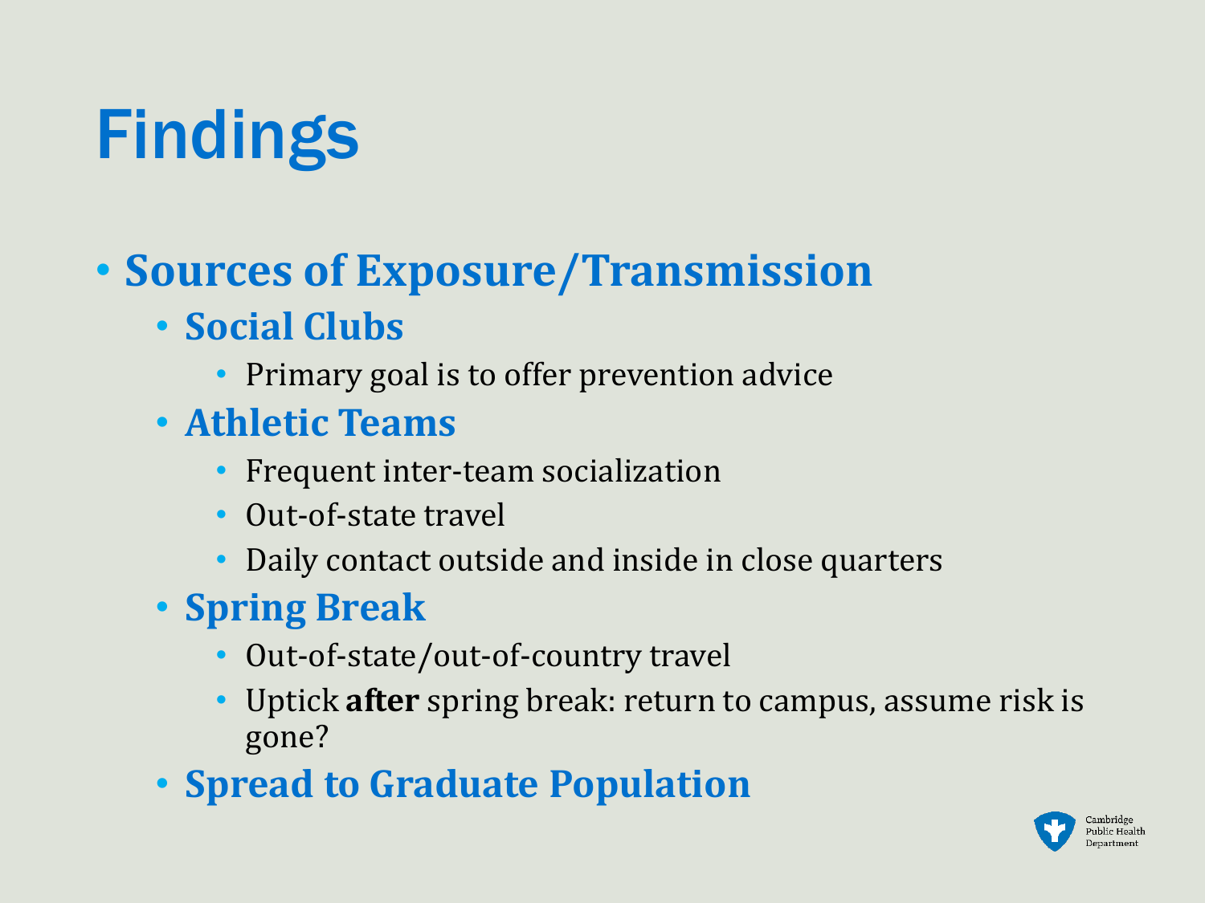# Findings

- **Sources of Exposure/Transmission**
  - **Social Clubs**
    - Primary goal is to offer prevention advice
  - **Athletic Teams**
    - Frequent inter-team socialization
    - Out-of-state travel
    - Daily contact outside and inside in close quarters
  - **Spring Break**
    - Out-of-state/out-of-country travel
    - Uptick **after** spring break: return to campus, assume risk is gone?
  - **Spread to Graduate Population**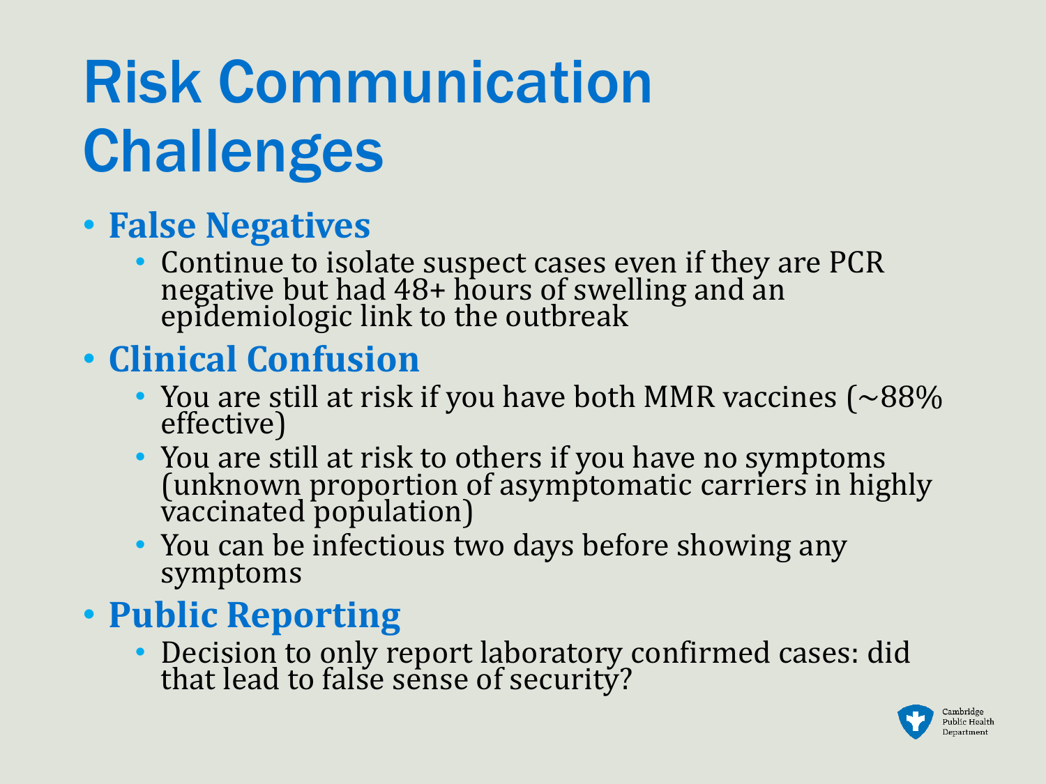# Risk Communication Challenges

- **False Negatives**
  - Continue to isolate suspect cases even if they are PCR negative but had 48+ hours of swelling and an epidemiologic link to the outbreak
- **Clinical Confusion**
  - You are still at risk if you have both MMR vaccines (~88% effective)
  - You are still at risk to others if you have no symptoms (unknown proportion of asymptomatic carriers in highly vaccinated population)
  - You can be infectious two days before showing any symptoms
- **Public Reporting**
  - Decision to only report laboratory confirmed cases: did that lead to false sense of security?

Cambridge Public Health Department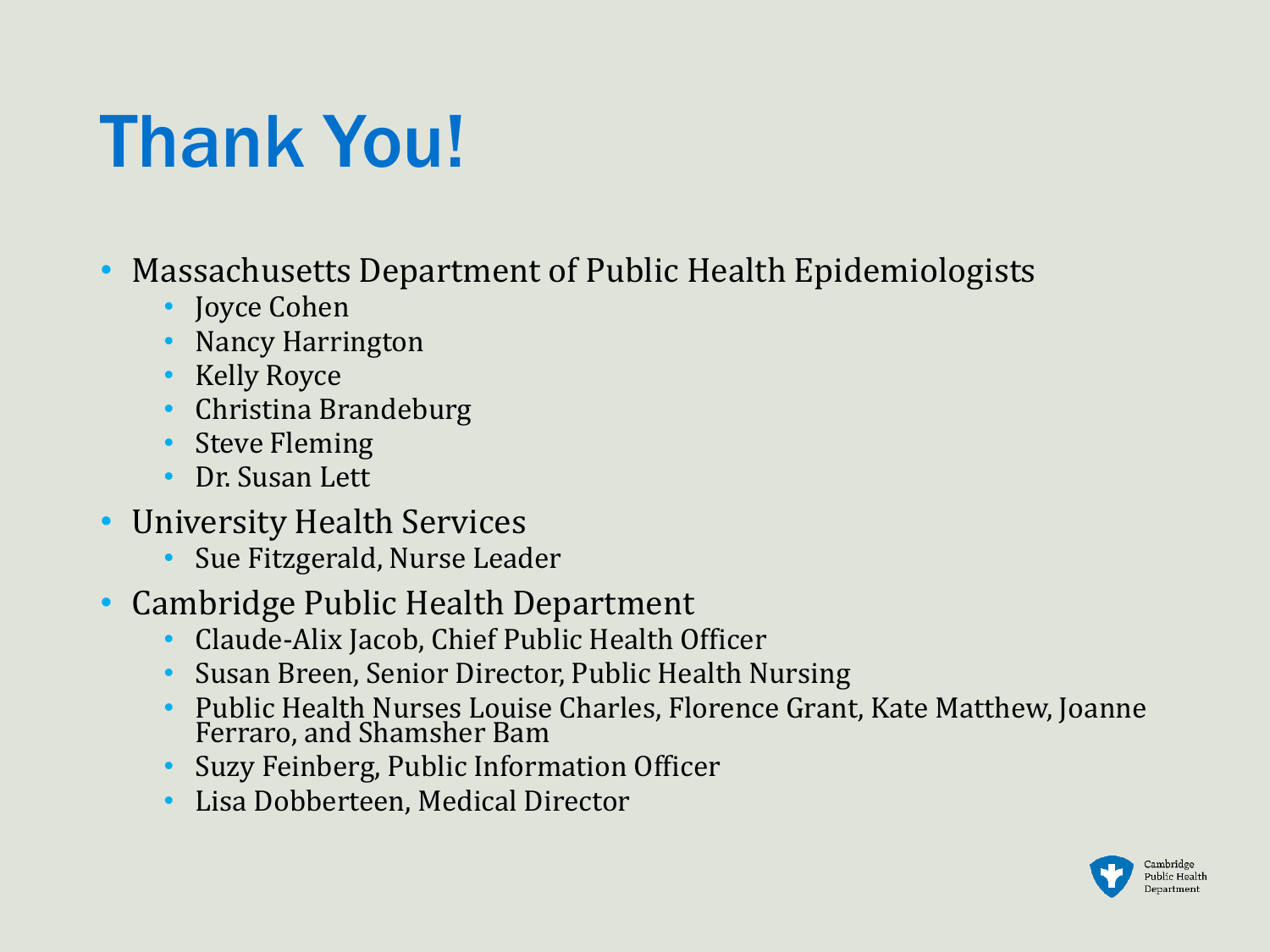# Thank You!

- Massachusetts Department of Public Health Epidemiologists
  - Joyce Cohen
  - Nancy Harrington
  - Kelly Royce
  - Christina Brandeburg
  - Steve Fleming
  - Dr. Susan Lett
- University Health Services
  - Sue Fitzgerald, Nurse Leader
- Cambridge Public Health Department
  - Claude-Alix Jacob, Chief Public Health Officer
  - Susan Breen, Senior Director, Public Health Nursing
  - Public Health Nurses Louise Charles, Florence Grant, Kate Matthew, Joanne Ferraro, and Shamsher Bam
  - Suzy Feinberg, Public Information Officer
  - Lisa Dobberteen, Medical Director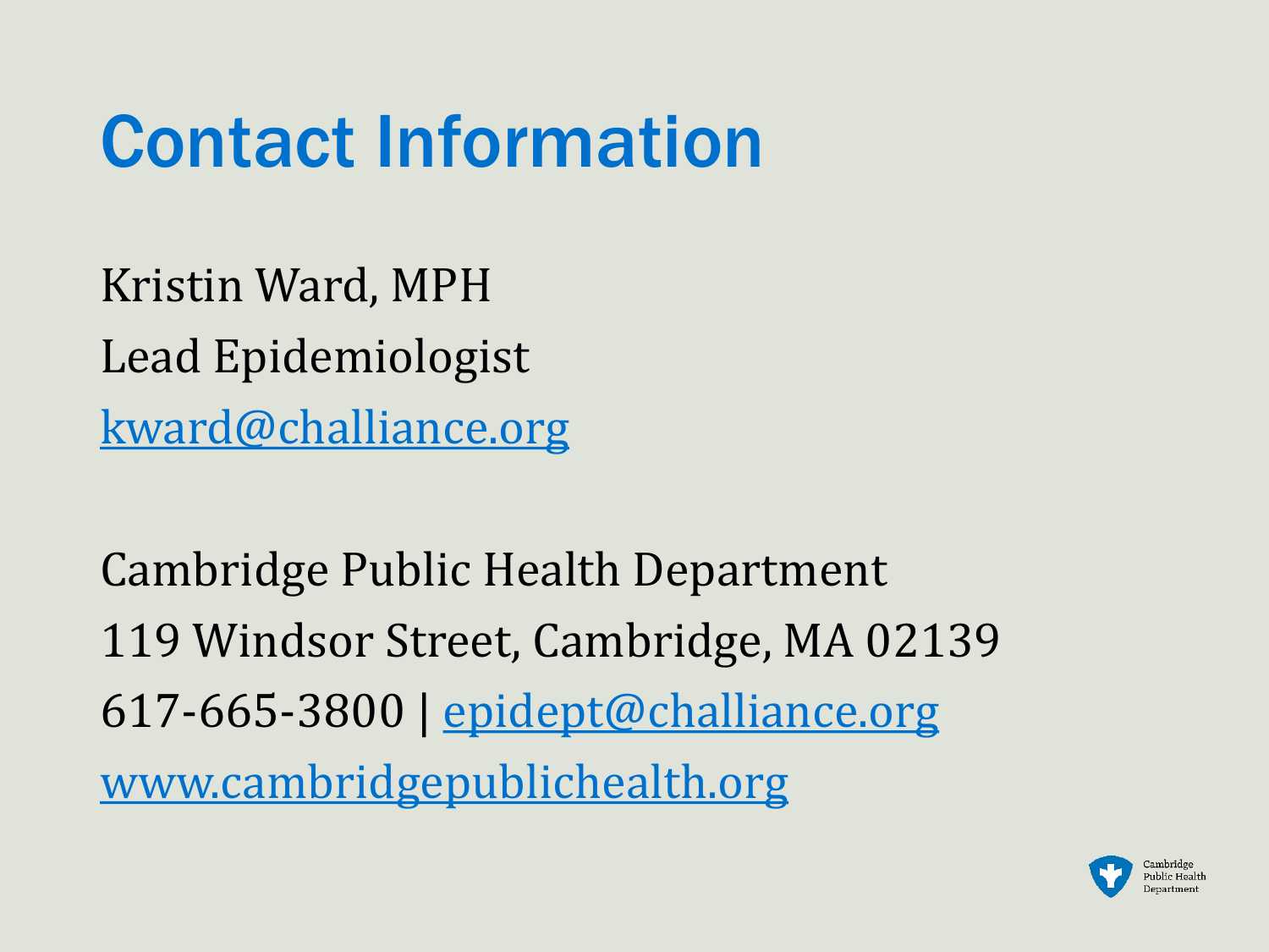# Contact Information

Kristin Ward, MPH

Lead Epidemiologist

kward@challiance.org

Cambridge Public Health Department

119 Windsor Street, Cambridge, MA 02139

617-665-3800 | epidept@challiance.org

www.cambridgepublichealth.org

Cambridge
Public Health
Department